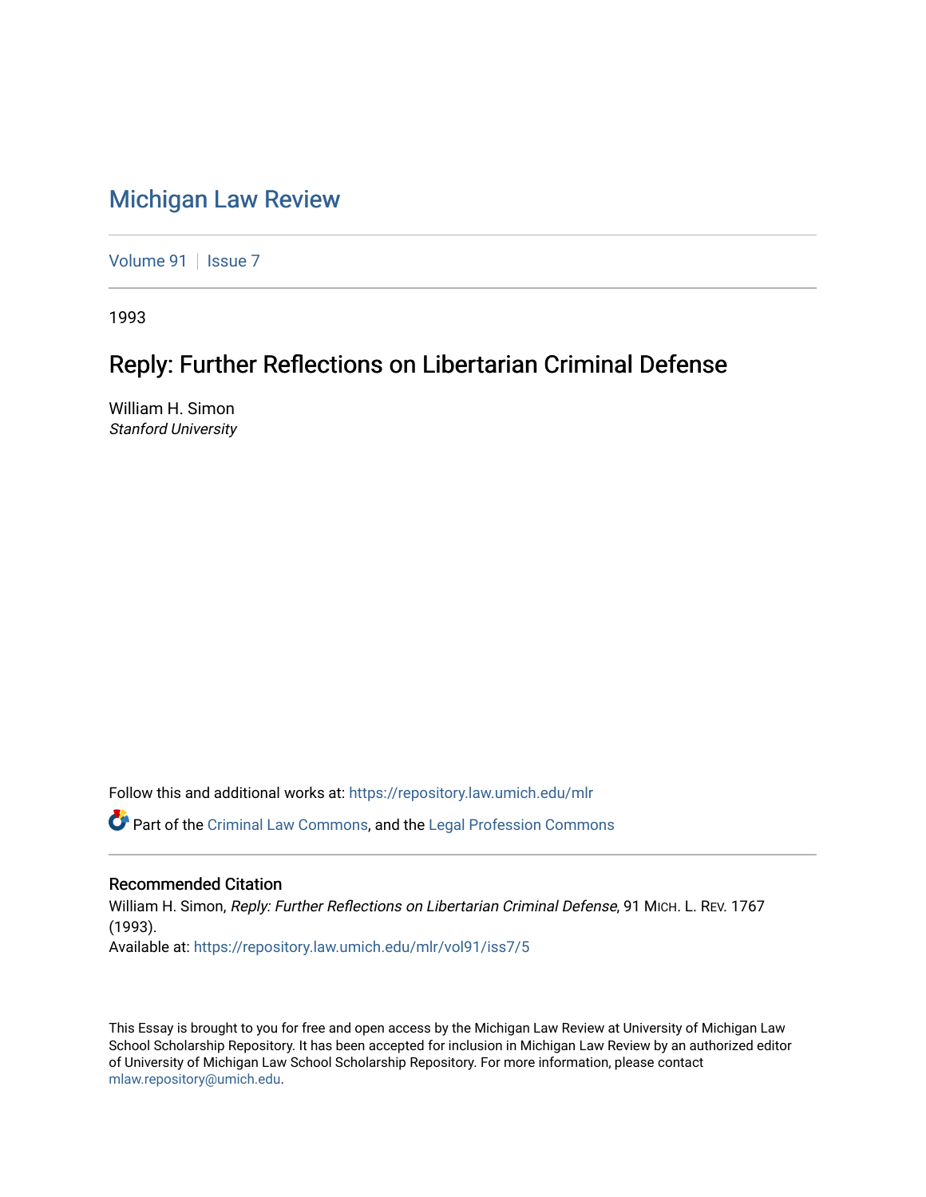# Michigan Law Review

Volume 91 | Issue 7

1993

## Reply: Further Reflections on Libertarian Criminal Defense

William H. Simon
*Stanford University*

Follow this and additional works at: https://repository.law.umich.edu/mlr

Part of the Criminal Law Commons, and the Legal Profession Commons

### Recommended Citation

William H. Simon, *Reply: Further Reflections on Libertarian Criminal Defense*, 91 MICH. L. REV. 1767 (1993).
Available at: https://repository.law.umich.edu/mlr/vol91/iss7/5

This Essay is brought to you for free and open access by the Michigan Law Review at University of Michigan Law School Scholarship Repository. It has been accepted for inclusion in Michigan Law Review by an authorized editor of University of Michigan Law School Scholarship Repository. For more information, please contact mlaw.repository@umich.edu.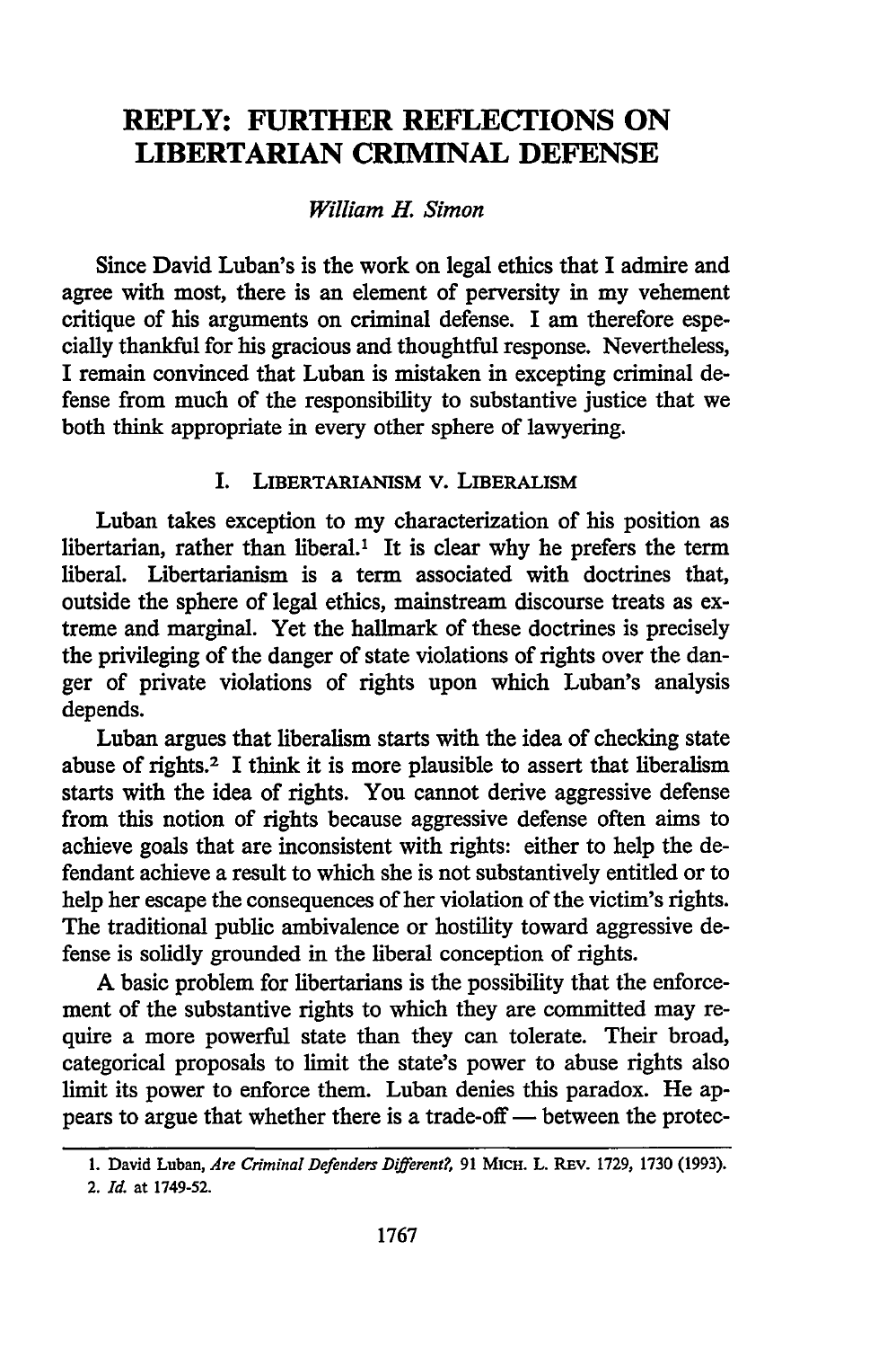# REPLY: FURTHER REFLECTIONS ON LIBERTARIAN CRIMINAL DEFENSE

*William H. Simon*

Since David Luban's is the work on legal ethics that I admire and agree with most, there is an element of perversity in my vehement critique of his arguments on criminal defense. I am therefore especially thankful for his gracious and thoughtful response. Nevertheless, I remain convinced that Luban is mistaken in excepting criminal defense from much of the responsibility to substantive justice that we both think appropriate in every other sphere of lawyering.

## I. LIBERTARIANISM V. LIBERALISM

Luban takes exception to my characterization of his position as libertarian, rather than liberal.[1] It is clear why he prefers the term liberal. Libertarianism is a term associated with doctrines that, outside the sphere of legal ethics, mainstream discourse treats as extreme and marginal. Yet the hallmark of these doctrines is precisely the privileging of the danger of state violations of rights over the danger of private violations of rights upon which Luban's analysis depends.

Luban argues that liberalism starts with the idea of checking state abuse of rights.[2] I think it is more plausible to assert that liberalism starts with the idea of rights. You cannot derive aggressive defense from this notion of rights because aggressive defense often aims to achieve goals that are inconsistent with rights: either to help the defendant achieve a result to which she is not substantively entitled or to help her escape the consequences of her violation of the victim's rights. The traditional public ambivalence or hostility toward aggressive defense is solidly grounded in the liberal conception of rights.

A basic problem for libertarians is the possibility that the enforcement of the substantive rights to which they are committed may require a more powerful state than they can tolerate. Their broad, categorical proposals to limit the state's power to abuse rights also limit its power to enforce them. Luban denies this paradox. He appears to argue that whether there is a trade-off — between the protec-

---

1. David Luban, *Are Criminal Defenders Different?*, 91 MICH. L. REV. 1729, 1730 (1993).
2. *Id.* at 1749-52.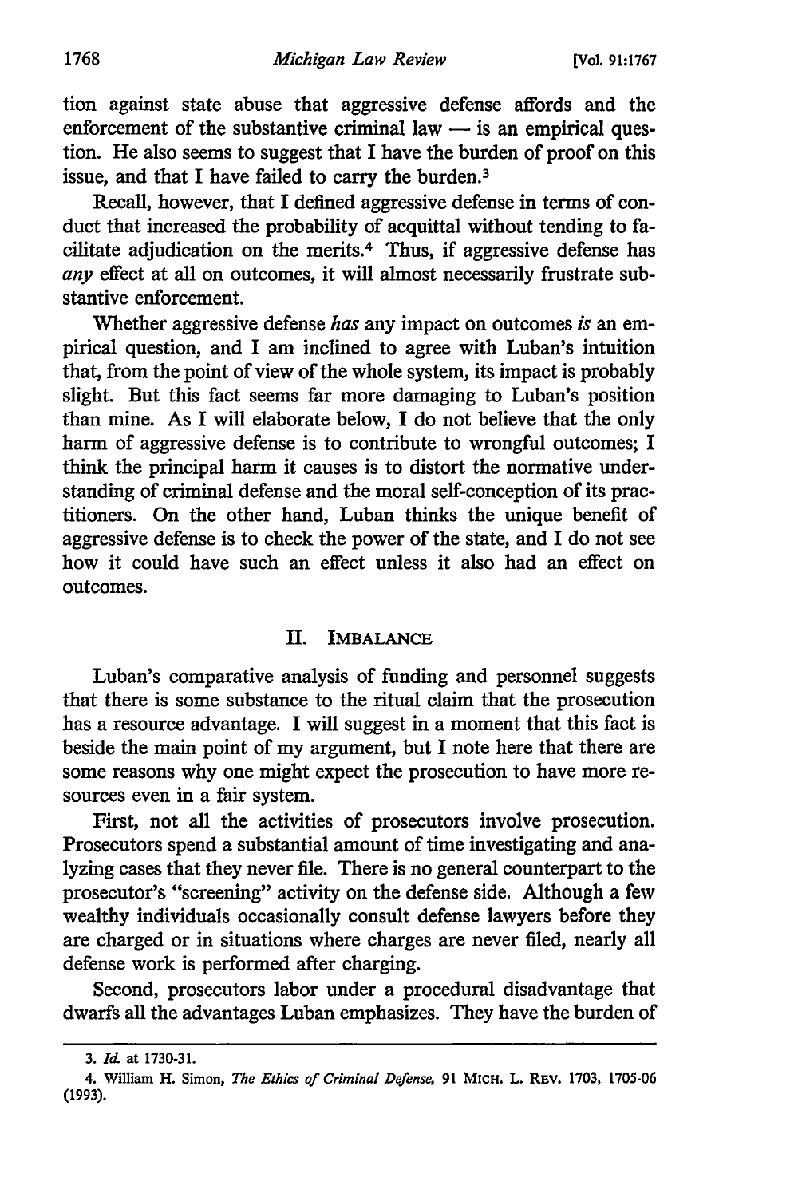tion against state abuse that aggressive defense affords and the enforcement of the substantive criminal law — is an empirical question. He also seems to suggest that I have the burden of proof on this issue, and that I have failed to carry the burden.[3]

Recall, however, that I defined aggressive defense in terms of conduct that increased the probability of acquittal without tending to facilitate adjudication on the merits.[4] Thus, if aggressive defense has *any* effect at all on outcomes, it will almost necessarily frustrate substantive enforcement.

Whether aggressive defense *has* any impact on outcomes *is* an empirical question, and I am inclined to agree with Luban's intuition that, from the point of view of the whole system, its impact is probably slight. But this fact seems far more damaging to Luban's position than mine. As I will elaborate below, I do not believe that the only harm of aggressive defense is to contribute to wrongful outcomes; I think the principal harm it causes is to distort the normative understanding of criminal defense and the moral self-conception of its practitioners. On the other hand, Luban thinks the unique benefit of aggressive defense is to check the power of the state, and I do not see how it could have such an effect unless it also had an effect on outcomes.

## II. IMBALANCE

Luban's comparative analysis of funding and personnel suggests that there is some substance to the ritual claim that the prosecution has a resource advantage. I will suggest in a moment that this fact is beside the main point of my argument, but I note here that there are some reasons why one might expect the prosecution to have more resources even in a fair system.

First, not all the activities of prosecutors involve prosecution. Prosecutors spend a substantial amount of time investigating and analyzing cases that they never file. There is no general counterpart to the prosecutor's "screening" activity on the defense side. Although a few wealthy individuals occasionally consult defense lawyers before they are charged or in situations where charges are never filed, nearly all defense work is performed after charging.

Second, prosecutors labor under a procedural disadvantage that dwarfs all the advantages Luban emphasizes. They have the burden of

---

3. *Id.* at 1730-31.

4. William H. Simon, *The Ethics of Criminal Defense*, 91 MICH. L. REV. 1703, 1705-06 (1993).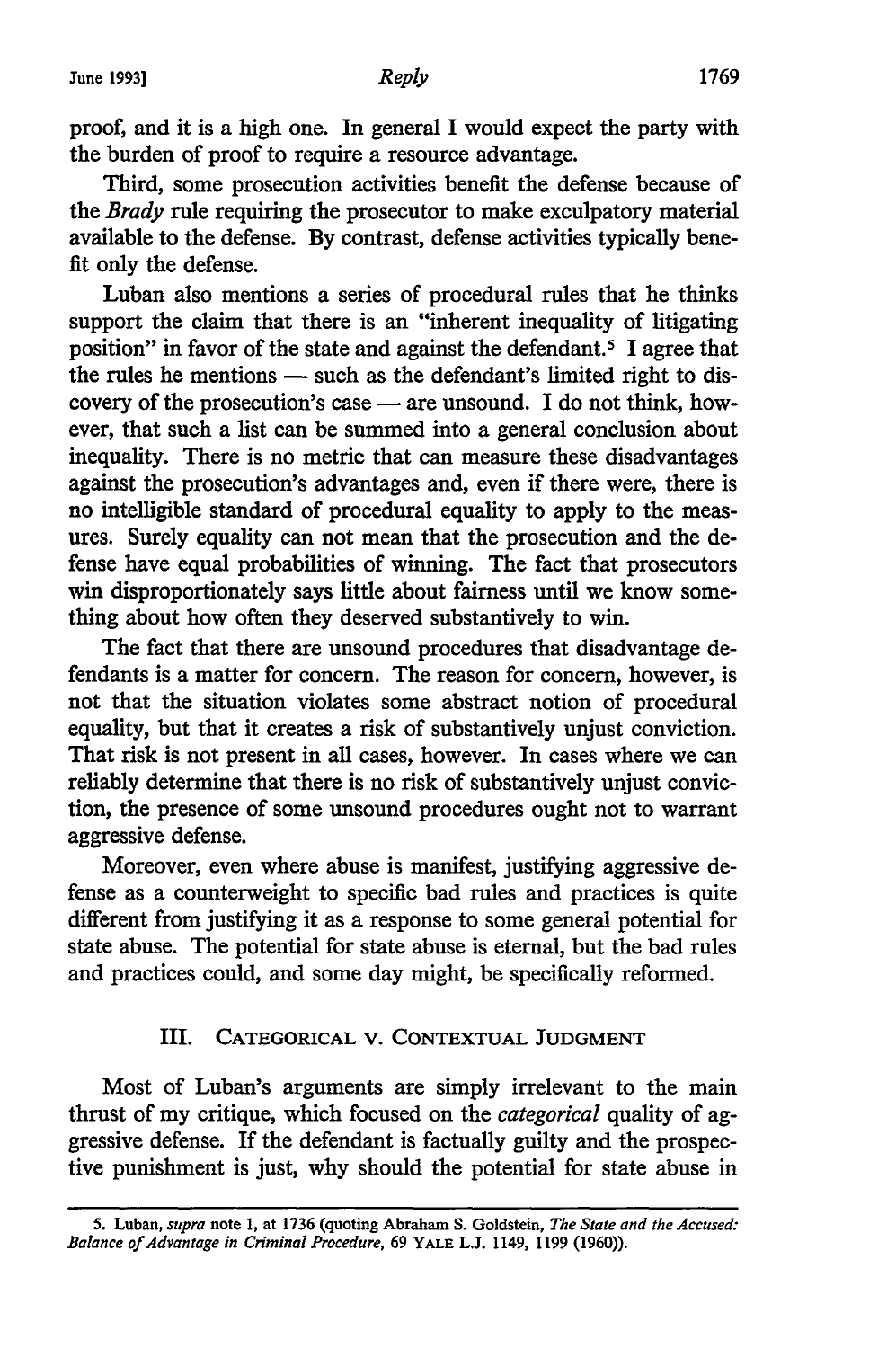proof, and it is a high one. In general I would expect the party with the burden of proof to require a resource advantage.

Third, some prosecution activities benefit the defense because of the *Brady* rule requiring the prosecutor to make exculpatory material available to the defense. By contrast, defense activities typically benefit only the defense.

Luban also mentions a series of procedural rules that he thinks support the claim that there is an "inherent inequality of litigating position" in favor of the state and against the defendant.[5] I agree that the rules he mentions — such as the defendant's limited right to discovery of the prosecution's case — are unsound. I do not think, however, that such a list can be summed into a general conclusion about inequality. There is no metric that can measure these disadvantages against the prosecution's advantages and, even if there were, there is no intelligible standard of procedural equality to apply to the measures. Surely equality can not mean that the prosecution and the defense have equal probabilities of winning. The fact that prosecutors win disproportionately says little about fairness until we know something about how often they deserved substantively to win.

The fact that there are unsound procedures that disadvantage defendants is a matter for concern. The reason for concern, however, is not that the situation violates some abstract notion of procedural equality, but that it creates a risk of substantively unjust conviction. That risk is not present in all cases, however. In cases where we can reliably determine that there is no risk of substantively unjust conviction, the presence of some unsound procedures ought not to warrant aggressive defense.

Moreover, even where abuse is manifest, justifying aggressive defense as a counterweight to specific bad rules and practices is quite different from justifying it as a response to some general potential for state abuse. The potential for state abuse is eternal, but the bad rules and practices could, and some day might, be specifically reformed.

## III. Categorical v. Contextual Judgment

Most of Luban's arguments are simply irrelevant to the main thrust of my critique, which focused on the *categorical* quality of aggressive defense. If the defendant is factually guilty and the prospective punishment is just, why should the potential for state abuse in

5. Luban, *supra* note 1, at 1736 (quoting Abraham S. Goldstein, *The State and the Accused: Balance of Advantage in Criminal Procedure*, 69 YALE L.J. 1149, 1199 (1960)).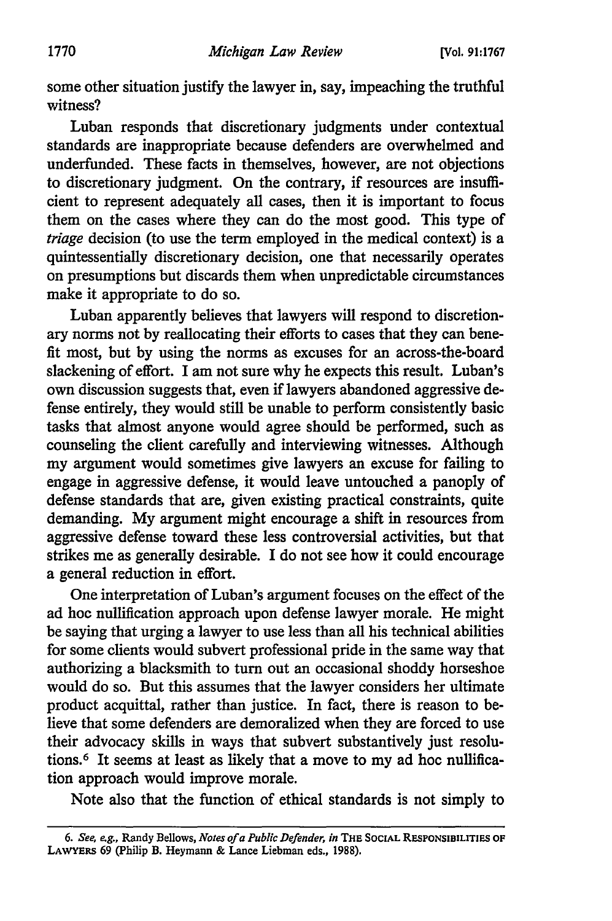some other situation justify the lawyer in, say, impeaching the truthful witness?

Luban responds that discretionary judgments under contextual standards are inappropriate because defenders are overwhelmed and underfunded. These facts in themselves, however, are not objections to discretionary judgment. On the contrary, if resources are insufficient to represent adequately all cases, then it is important to focus them on the cases where they can do the most good. This type of *triage* decision (to use the term employed in the medical context) is a quintessentially discretionary decision, one that necessarily operates on presumptions but discards them when unpredictable circumstances make it appropriate to do so.

Luban apparently believes that lawyers will respond to discretionary norms not by reallocating their efforts to cases that they can benefit most, but by using the norms as excuses for an across-the-board slackening of effort. I am not sure why he expects this result. Luban's own discussion suggests that, even if lawyers abandoned aggressive defense entirely, they would still be unable to perform consistently basic tasks that almost anyone would agree should be performed, such as counseling the client carefully and interviewing witnesses. Although my argument would sometimes give lawyers an excuse for failing to engage in aggressive defense, it would leave untouched a panoply of defense standards that are, given existing practical constraints, quite demanding. My argument might encourage a shift in resources from aggressive defense toward these less controversial activities, but that strikes me as generally desirable. I do not see how it could encourage a general reduction in effort.

One interpretation of Luban's argument focuses on the effect of the ad hoc nullification approach upon defense lawyer morale. He might be saying that urging a lawyer to use less than all his technical abilities for some clients would subvert professional pride in the same way that authorizing a blacksmith to turn out an occasional shoddy horseshoe would do so. But this assumes that the lawyer considers her ultimate product acquittal, rather than justice. In fact, there is reason to believe that some defenders are demoralized when they are forced to use their advocacy skills in ways that subvert substantively just resolutions.[6] It seems at least as likely that a move to my ad hoc nullification approach would improve morale.

Note also that the function of ethical standards is not simply to

---

6. *See, e.g.*, Randy Bellows, *Notes of a Public Defender*, *in* THE SOCIAL RESPONSIBILITIES OF LAWYERS 69 (Philip B. Heymann & Lance Liebman eds., 1988).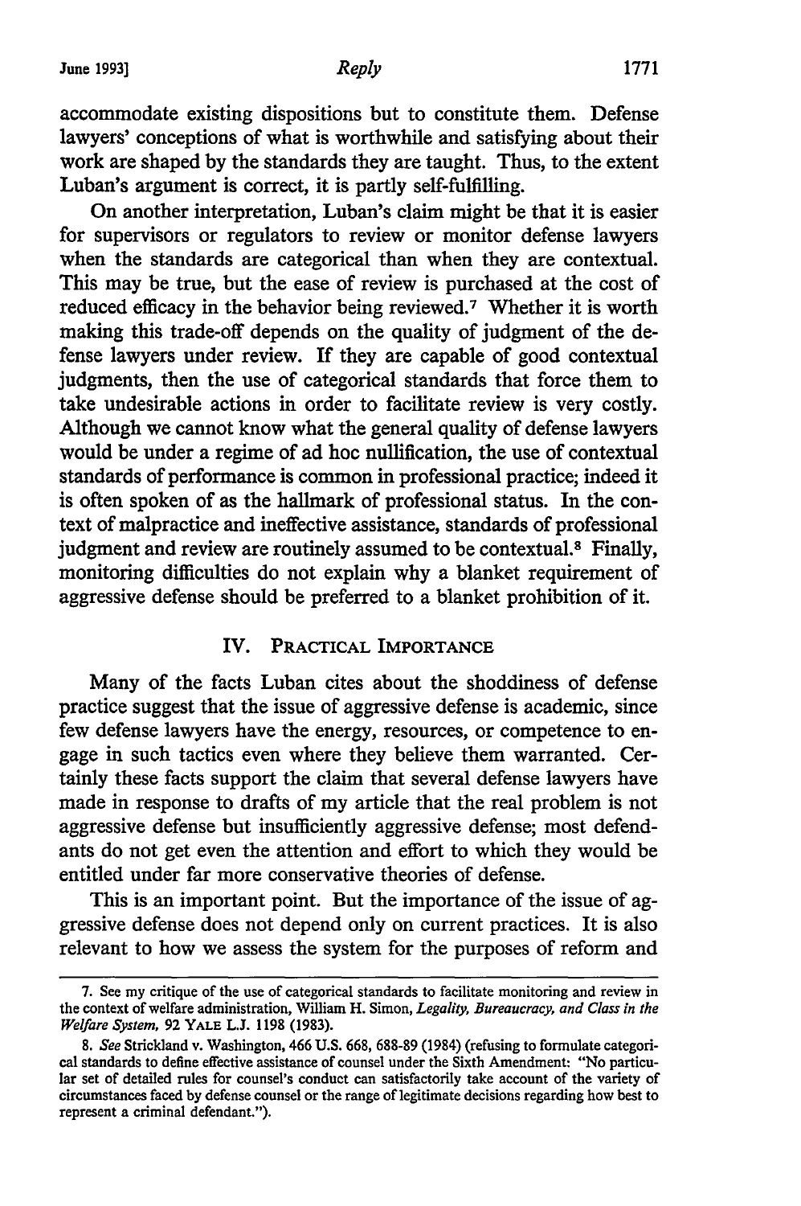accommodate existing dispositions but to constitute them. Defense lawyers' conceptions of what is worthwhile and satisfying about their work are shaped by the standards they are taught. Thus, to the extent Luban's argument is correct, it is partly self-fulfilling.

On another interpretation, Luban's claim might be that it is easier for supervisors or regulators to review or monitor defense lawyers when the standards are categorical than when they are contextual. This may be true, but the ease of review is purchased at the cost of reduced efficacy in the behavior being reviewed.[7] Whether it is worth making this trade-off depends on the quality of judgment of the defense lawyers under review. If they are capable of good contextual judgments, then the use of categorical standards that force them to take undesirable actions in order to facilitate review is very costly. Although we cannot know what the general quality of defense lawyers would be under a regime of ad hoc nullification, the use of contextual standards of performance is common in professional practice; indeed it is often spoken of as the hallmark of professional status. In the context of malpractice and ineffective assistance, standards of professional judgment and review are routinely assumed to be contextual.[8] Finally, monitoring difficulties do not explain why a blanket requirement of aggressive defense should be preferred to a blanket prohibition of it.

## IV. Practical Importance

Many of the facts Luban cites about the shoddiness of defense practice suggest that the issue of aggressive defense is academic, since few defense lawyers have the energy, resources, or competence to engage in such tactics even where they believe them warranted. Certainly these facts support the claim that several defense lawyers have made in response to drafts of my article that the real problem is not aggressive defense but insufficiently aggressive defense; most defendants do not get even the attention and effort to which they would be entitled under far more conservative theories of defense.

This is an important point. But the importance of the issue of aggressive defense does not depend only on current practices. It is also relevant to how we assess the system for the purposes of reform and

---

7. See my critique of the use of categorical standards to facilitate monitoring and review in the context of welfare administration, William H. Simon, *Legality, Bureaucracy, and Class in the Welfare System*, 92 Yale L.J. 1198 (1983).

8. *See* Strickland v. Washington, 466 U.S. 668, 688-89 (1984) (refusing to formulate categorical standards to define effective assistance of counsel under the Sixth Amendment: "No particular set of detailed rules for counsel's conduct can satisfactorily take account of the variety of circumstances faced by defense counsel or the range of legitimate decisions regarding how best to represent a criminal defendant.").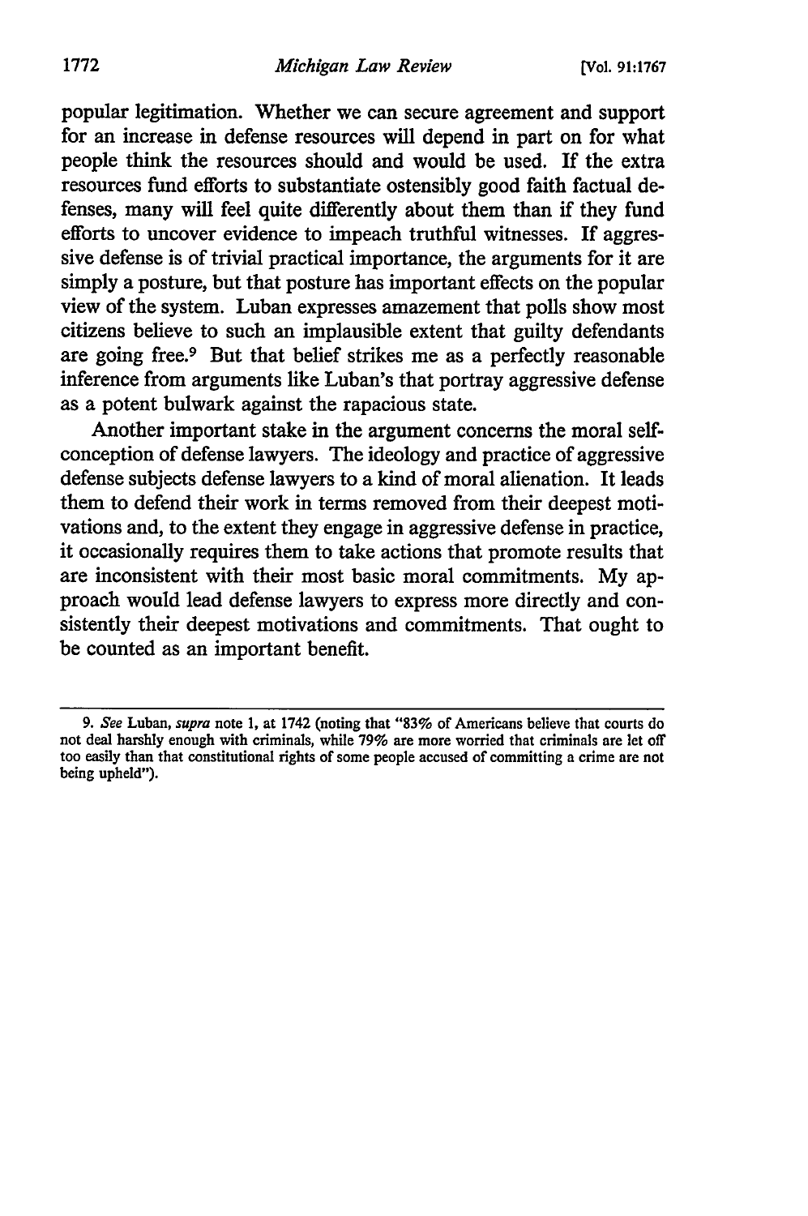popular legitimation. Whether we can secure agreement and support for an increase in defense resources will depend in part on for what people think the resources should and would be used. If the extra resources fund efforts to substantiate ostensibly good faith factual defenses, many will feel quite differently about them than if they fund efforts to uncover evidence to impeach truthful witnesses. If aggressive defense is of trivial practical importance, the arguments for it are simply a posture, but that posture has important effects on the popular view of the system. Luban expresses amazement that polls show most citizens believe to such an implausible extent that guilty defendants are going free.[9] But that belief strikes me as a perfectly reasonable inference from arguments like Luban's that portray aggressive defense as a potent bulwark against the rapacious state.

Another important stake in the argument concerns the moral self-conception of defense lawyers. The ideology and practice of aggressive defense subjects defense lawyers to a kind of moral alienation. It leads them to defend their work in terms removed from their deepest motivations and, to the extent they engage in aggressive defense in practice, it occasionally requires them to take actions that promote results that are inconsistent with their most basic moral commitments. My approach would lead defense lawyers to express more directly and consistently their deepest motivations and commitments. That ought to be counted as an important benefit.

---

9. *See* Luban, *supra* note 1, at 1742 (noting that "83% of Americans believe that courts do not deal harshly enough with criminals, while 79% are more worried that criminals are let off too easily than that constitutional rights of some people accused of committing a crime are not being upheld").